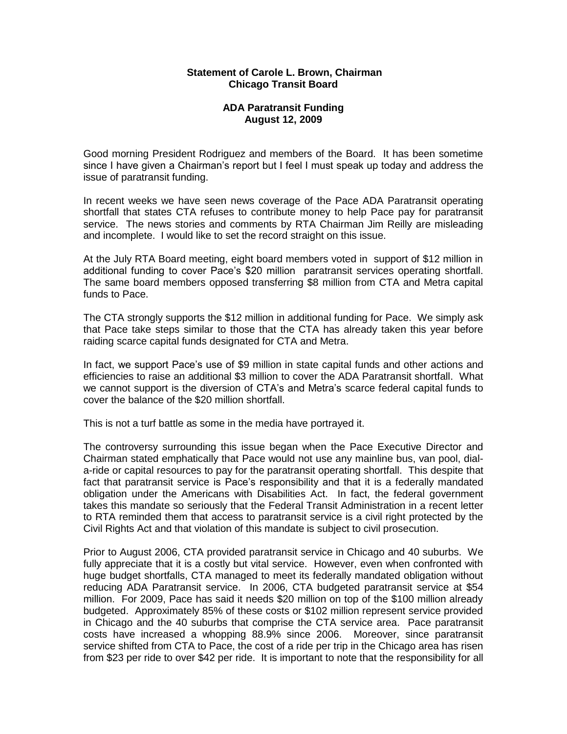**Statement of Carole L. Brown, Chairman**
**Chicago Transit Board**

**ADA Paratransit Funding**
**August 12, 2009**

Good morning President Rodriguez and members of the Board. It has been sometime since I have given a Chairman's report but I feel I must speak up today and address the issue of paratransit funding.

In recent weeks we have seen news coverage of the Pace ADA Paratransit operating shortfall that states CTA refuses to contribute money to help Pace pay for paratransit service. The news stories and comments by RTA Chairman Jim Reilly are misleading and incomplete. I would like to set the record straight on this issue.

At the July RTA Board meeting, eight board members voted in support of $12 million in additional funding to cover Pace's $20 million paratransit services operating shortfall. The same board members opposed transferring $8 million from CTA and Metra capital funds to Pace.

The CTA strongly supports the $12 million in additional funding for Pace. We simply ask that Pace take steps similar to those that the CTA has already taken this year before raiding scarce capital funds designated for CTA and Metra.

In fact, we support Pace's use of $9 million in state capital funds and other actions and efficiencies to raise an additional $3 million to cover the ADA Paratransit shortfall. What we cannot support is the diversion of CTA's and Metra's scarce federal capital funds to cover the balance of the $20 million shortfall.

This is not a turf battle as some in the media have portrayed it.

The controversy surrounding this issue began when the Pace Executive Director and Chairman stated emphatically that Pace would not use any mainline bus, van pool, dial-a-ride or capital resources to pay for the paratransit operating shortfall. This despite that fact that paratransit service is Pace's responsibility and that it is a federally mandated obligation under the Americans with Disabilities Act. In fact, the federal government takes this mandate so seriously that the Federal Transit Administration in a recent letter to RTA reminded them that access to paratransit service is a civil right protected by the Civil Rights Act and that violation of this mandate is subject to civil prosecution.

Prior to August 2006, CTA provided paratransit service in Chicago and 40 suburbs. We fully appreciate that it is a costly but vital service. However, even when confronted with huge budget shortfalls, CTA managed to meet its federally mandated obligation without reducing ADA Paratransit service. In 2006, CTA budgeted paratransit service at $54 million. For 2009, Pace has said it needs $20 million on top of the $100 million already budgeted. Approximately 85% of these costs or $102 million represent service provided in Chicago and the 40 suburbs that comprise the CTA service area. Pace paratransit costs have increased a whopping 88.9% since 2006. Moreover, since paratransit service shifted from CTA to Pace, the cost of a ride per trip in the Chicago area has risen from $23 per ride to over $42 per ride. It is important to note that the responsibility for all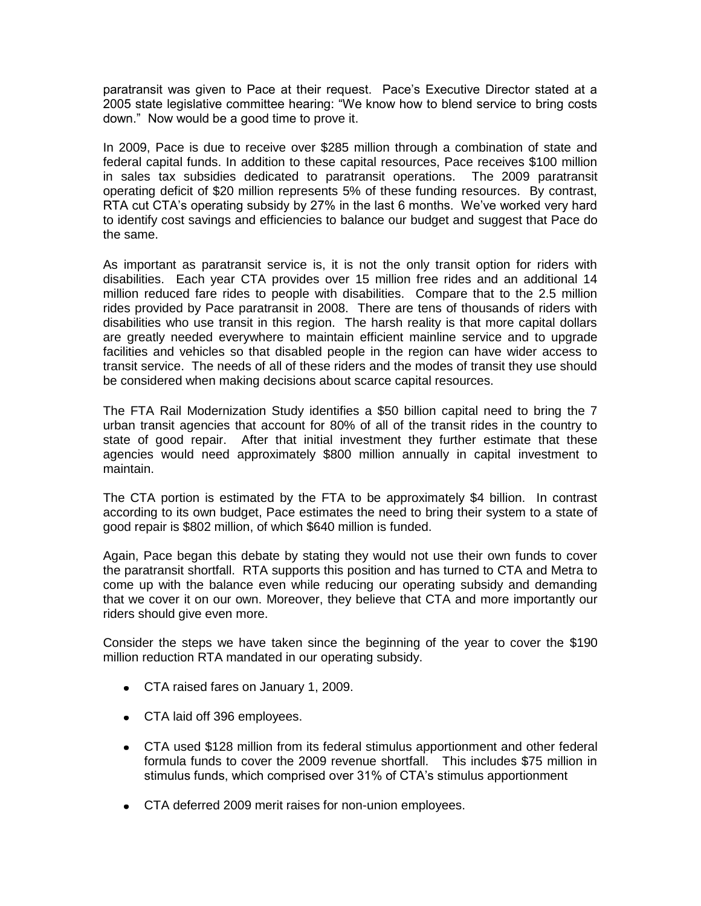paratransit was given to Pace at their request. Pace's Executive Director stated at a 2005 state legislative committee hearing: "We know how to blend service to bring costs down." Now would be a good time to prove it.

In 2009, Pace is due to receive over $285 million through a combination of state and federal capital funds. In addition to these capital resources, Pace receives $100 million in sales tax subsidies dedicated to paratransit operations. The 2009 paratransit operating deficit of $20 million represents 5% of these funding resources. By contrast, RTA cut CTA's operating subsidy by 27% in the last 6 months. We've worked very hard to identify cost savings and efficiencies to balance our budget and suggest that Pace do the same.

As important as paratransit service is, it is not the only transit option for riders with disabilities. Each year CTA provides over 15 million free rides and an additional 14 million reduced fare rides to people with disabilities. Compare that to the 2.5 million rides provided by Pace paratransit in 2008. There are tens of thousands of riders with disabilities who use transit in this region. The harsh reality is that more capital dollars are greatly needed everywhere to maintain efficient mainline service and to upgrade facilities and vehicles so that disabled people in the region can have wider access to transit service. The needs of all of these riders and the modes of transit they use should be considered when making decisions about scarce capital resources.

The FTA Rail Modernization Study identifies a $50 billion capital need to bring the 7 urban transit agencies that account for 80% of all of the transit rides in the country to state of good repair. After that initial investment they further estimate that these agencies would need approximately $800 million annually in capital investment to maintain.

The CTA portion is estimated by the FTA to be approximately $4 billion. In contrast according to its own budget, Pace estimates the need to bring their system to a state of good repair is $802 million, of which $640 million is funded.

Again, Pace began this debate by stating they would not use their own funds to cover the paratransit shortfall. RTA supports this position and has turned to CTA and Metra to come up with the balance even while reducing our operating subsidy and demanding that we cover it on our own. Moreover, they believe that CTA and more importantly our riders should give even more.

Consider the steps we have taken since the beginning of the year to cover the $190 million reduction RTA mandated in our operating subsidy.

- CTA raised fares on January 1, 2009.
- CTA laid off 396 employees.
- CTA used $128 million from its federal stimulus apportionment and other federal formula funds to cover the 2009 revenue shortfall. This includes $75 million in stimulus funds, which comprised over 31% of CTA's stimulus apportionment
- CTA deferred 2009 merit raises for non-union employees.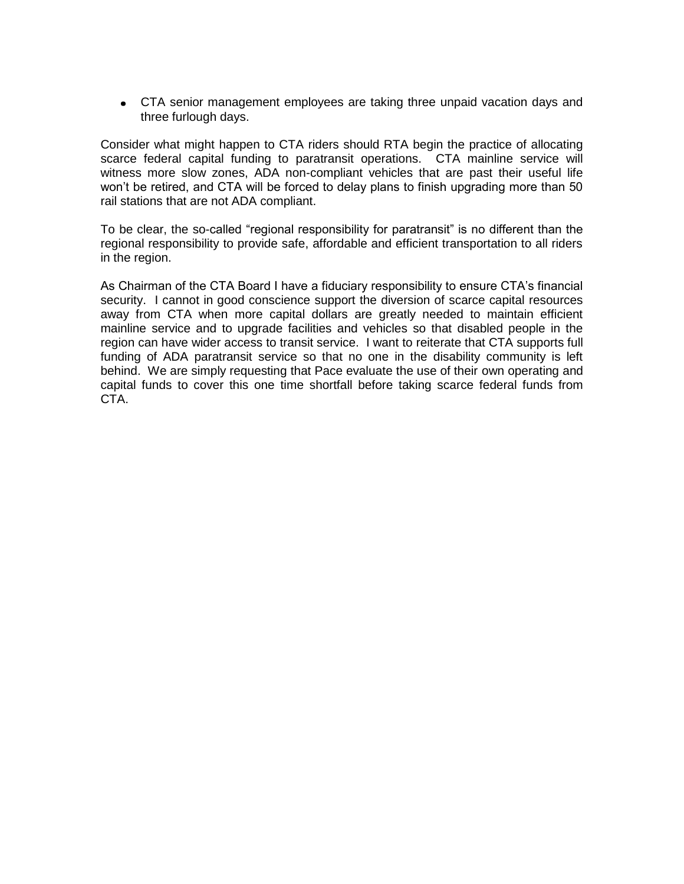- CTA senior management employees are taking three unpaid vacation days and three furlough days.

Consider what might happen to CTA riders should RTA begin the practice of allocating scarce federal capital funding to paratransit operations. CTA mainline service will witness more slow zones, ADA non-compliant vehicles that are past their useful life won't be retired, and CTA will be forced to delay plans to finish upgrading more than 50 rail stations that are not ADA compliant.

To be clear, the so-called "regional responsibility for paratransit" is no different than the regional responsibility to provide safe, affordable and efficient transportation to all riders in the region.

As Chairman of the CTA Board I have a fiduciary responsibility to ensure CTA's financial security. I cannot in good conscience support the diversion of scarce capital resources away from CTA when more capital dollars are greatly needed to maintain efficient mainline service and to upgrade facilities and vehicles so that disabled people in the region can have wider access to transit service. I want to reiterate that CTA supports full funding of ADA paratransit service so that no one in the disability community is left behind. We are simply requesting that Pace evaluate the use of their own operating and capital funds to cover this one time shortfall before taking scarce federal funds from CTA.